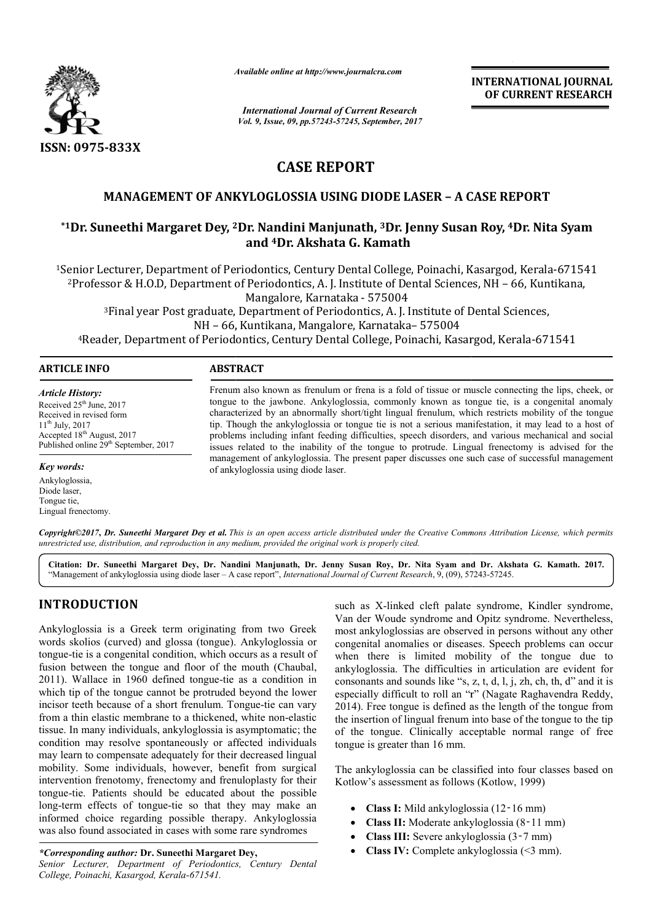*Available online at http://www.journalcra.com*

*International Journal of Current Research*
*Vol. 9, Issue, 09, pp.57243-57245, September, 2017*

**INTERNATIONAL JOURNAL OF CURRENT RESEARCH**

ISSN: 0975-833X

# CASE REPORT

## MANAGEMENT OF ANKYLOGLOSSIA USING DIODE LASER – A CASE REPORT

**\*[1]Dr. Suneethi Margaret Dey, [2]Dr. Nandini Manjunath, [3]Dr. Jenny Susan Roy, [4]Dr. Nita Syam and [4]Dr. Akshata G. Kamath**

[1]Senior Lecturer, Department of Periodontics, Century Dental College, Poinachi, Kasargod, Kerala-671541

[2]Professor & H.O.D, Department of Periodontics, A. J. Institute of Dental Sciences, NH – 66, Kuntikana, Mangalore, Karnataka - 575004

[3]Final year Post graduate, Department of Periodontics, A. J. Institute of Dental Sciences, NH – 66, Kuntikana, Mangalore, Karnataka– 575004

[4]Reader, Department of Periodontics, Century Dental College, Poinachi, Kasargod, Kerala-671541

**ARTICLE INFO**

*Article History:*
Received 25th June, 2017
Received in revised form 11th July, 2017
Accepted 18th August, 2017
Published online 29th September, 2017

*Key words:*
Ankyloglossia,
Diode laser,
Tongue tie,
Lingual frenectomy.

**ABSTRACT**

Frenum also known as frenulum or frena is a fold of tissue or muscle connecting the lips, cheek, or tongue to the jawbone. Ankyloglossia, commonly known as tongue tie, is a congenital anomaly characterized by an abnormally short/tight lingual frenulum, which restricts mobility of the tongue tip. Though the ankyloglossia or tongue tie is not a serious manifestation, it may lead to a host of problems including infant feeding difficulties, speech disorders, and various mechanical and social issues related to the inability of the tongue to protrude. Lingual frenectomy is advised for the management of ankyloglossia. The present paper discusses one such case of successful management of ankyloglossia using diode laser.

*Copyright©2017, Dr. Suneethi Margaret Dey et al. This is an open access article distributed under the Creative Commons Attribution License, which permits unrestricted use, distribution, and reproduction in any medium, provided the original work is properly cited.*

**Citation: Dr. Suneethi Margaret Dey, Dr. Nandini Manjunath, Dr. Jenny Susan Roy, Dr. Nita Syam and Dr. Akshata G. Kamath. 2017.** "Management of ankyloglossia using diode laser – A case report", *International Journal of Current Research*, 9, (09), 57243-57245.

## INTRODUCTION

Ankyloglossia is a Greek term originating from two Greek words skolios (curved) and glossa (tongue). Ankyloglossia or tongue-tie is a congenital condition, which occurs as a result of fusion between the tongue and floor of the mouth (Chaubal, 2011). Wallace in 1960 defined tongue-tie as a condition in which tip of the tongue cannot be protruded beyond the lower incisor teeth because of a short frenulum. Tongue-tie can vary from a thin elastic membrane to a thickened, white non-elastic tissue. In many individuals, ankyloglossia is asymptomatic; the condition may resolve spontaneously or affected individuals may learn to compensate adequately for their decreased lingual mobility. Some individuals, however, benefit from surgical intervention frenotomy, frenectomy and frenuloplasty for their tongue-tie. Patients should be educated about the possible long-term effects of tongue-tie so that they may make an informed choice regarding possible therapy. Ankyloglossia was also found associated in cases with some rare syndromes such as X-linked cleft palate syndrome, Kindler syndrome, Van der Woude syndrome and Opitz syndrome. Nevertheless, most ankyloglossias are observed in persons without any other congenital anomalies or diseases. Speech problems can occur when there is limited mobility of the tongue due to ankyloglossia. The difficulties in articulation are evident for consonants and sounds like "s, z, t, d, l, j, zh, ch, th, d" and it is especially difficult to roll an "r" (Nagate Raghavendra Reddy, 2014). Free tongue is defined as the length of the tongue from the insertion of lingual frenum into base of the tongue to the tip of the tongue. Clinically acceptable normal range of free tongue is greater than 16 mm.

The ankyloglossia can be classified into four classes based on Kotlow's assessment as follows (Kotlow, 1999)

- **Class I:** Mild ankyloglossia (12‑16 mm)
- **Class II:** Moderate ankyloglossia (8‑11 mm)
- **Class III:** Severe ankyloglossia (3‑7 mm)
- **Class IV:** Complete ankyloglossia (<3 mm).

*\*Corresponding author:* **Dr. Suneethi Margaret Dey,**
*Senior Lecturer, Department of Periodontics, Century Dental College, Poinachi, Kasargod, Kerala-671541.*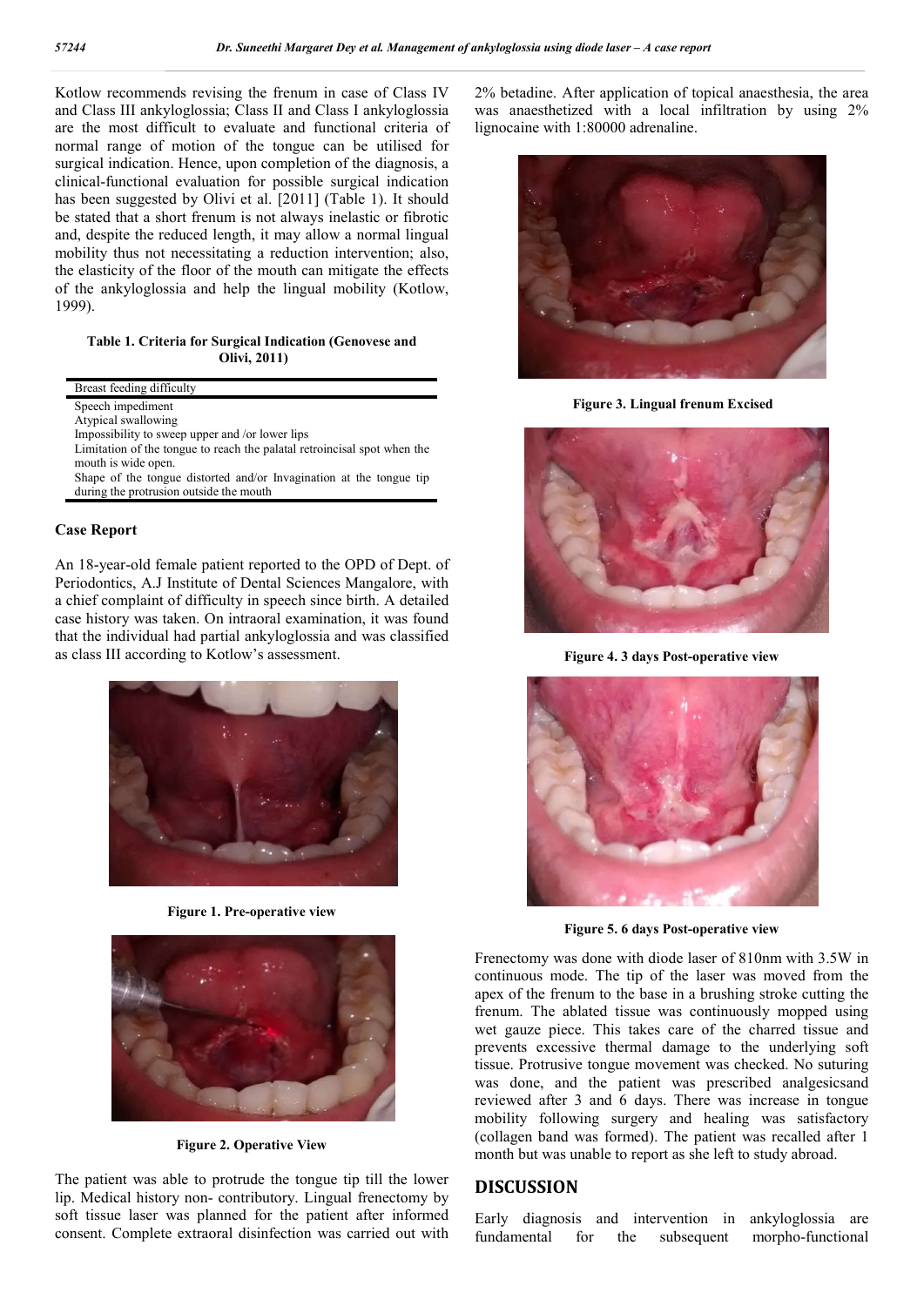Kotlow recommends revising the frenum in case of Class IV and Class III ankyloglossia; Class II and Class I ankyloglossia are the most difficult to evaluate and functional criteria of normal range of motion of the tongue can be utilised for surgical indication. Hence, upon completion of the diagnosis, a clinical-functional evaluation for possible surgical indication has been suggested by Olivi et al. [2011] (Table 1). It should be stated that a short frenum is not always inelastic or fibrotic and, despite the reduced length, it may allow a normal lingual mobility thus not necessitating a reduction intervention; also, the elasticity of the floor of the mouth can mitigate the effects of the ankyloglossia and help the lingual mobility (Kotlow, 1999).

**Table 1. Criteria for Surgical Indication (Genovese and Olivi, 2011)**

| Breast feeding difficulty |
|---|
| Speech impediment |
| Atypical swallowing |
| Impossibility to sweep upper and /or lower lips |
| Limitation of the tongue to reach the palatal retroincisal spot when the mouth is wide open. |
| Shape of the tongue distorted and/or Invagination at the tongue tip during the protrusion outside the mouth |

## Case Report

An 18-year-old female patient reported to the OPD of Dept. of Periodontics, A.J Institute of Dental Sciences Mangalore, with a chief complaint of difficulty in speech since birth. A detailed case history was taken. On intraoral examination, it was found that the individual had partial ankyloglossia and was classified as class III according to Kotlow's assessment.

**Figure 1. Pre-operative view**

**Figure 2. Operative View**

The patient was able to protrude the tongue tip till the lower lip. Medical history non- contributory. Lingual frenectomy by soft tissue laser was planned for the patient after informed consent. Complete extraoral disinfection was carried out with 2% betadine. After application of topical anaesthesia, the area was anaesthetized with a local infiltration by using 2% lignocaine with 1:80000 adrenaline.

**Figure 3. Lingual frenum Excised**

**Figure 4. 3 days Post-operative view**

**Figure 5. 6 days Post-operative view**

Frenectomy was done with diode laser of 810nm with 3.5W in continuous mode. The tip of the laser was moved from the apex of the frenum to the base in a brushing stroke cutting the frenum. The ablated tissue was continuously mopped using wet gauze piece. This takes care of the charred tissue and prevents excessive thermal damage to the underlying soft tissue. Protrusive tongue movement was checked. No suturing was done, and the patient was prescribed analgesicsand reviewed after 3 and 6 days. There was increase in tongue mobility following surgery and healing was satisfactory (collagen band was formed). The patient was recalled after 1 month but was unable to report as she left to study abroad.

## DISCUSSION

Early diagnosis and intervention in ankyloglossia are fundamental for the subsequent morpho-functional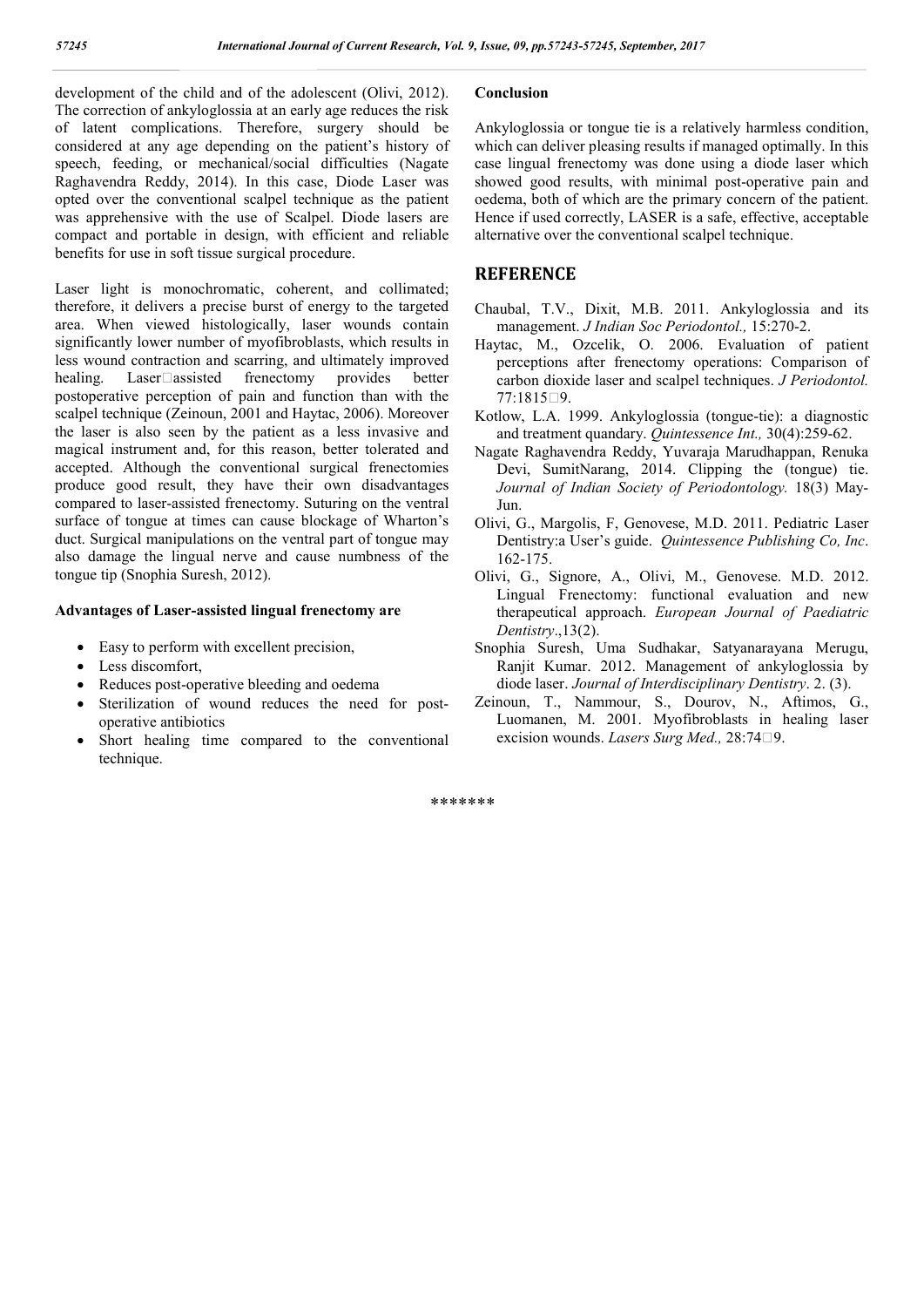development of the child and of the adolescent (Olivi, 2012). The correction of ankyloglossia at an early age reduces the risk of latent complications. Therefore, surgery should be considered at any age depending on the patient's history of speech, feeding, or mechanical/social difficulties (Nagate Raghavendra Reddy, 2014). In this case, Diode Laser was opted over the conventional scalpel technique as the patient was apprehensive with the use of Scalpel. Diode lasers are compact and portable in design, with efficient and reliable benefits for use in soft tissue surgical procedure.

Laser light is monochromatic, coherent, and collimated; therefore, it delivers a precise burst of energy to the targeted area. When viewed histologically, laser wounds contain significantly lower number of myofibroblasts, which results in less wound contraction and scarring, and ultimately improved healing. Laser□assisted frenectomy provides better postoperative perception of pain and function than with the scalpel technique (Zeinoun, 2001 and Haytac, 2006). Moreover the laser is also seen by the patient as a less invasive and magical instrument and, for this reason, better tolerated and accepted. Although the conventional surgical frenectomies produce good result, they have their own disadvantages compared to laser-assisted frenectomy. Suturing on the ventral surface of tongue at times can cause blockage of Wharton's duct. Surgical manipulations on the ventral part of tongue may also damage the lingual nerve and cause numbness of the tongue tip (Snophia Suresh, 2012).

**Advantages of Laser-assisted lingual frenectomy are**

- Easy to perform with excellent precision,
- Less discomfort,
- Reduces post-operative bleeding and oedema
- Sterilization of wound reduces the need for post-operative antibiotics
- Short healing time compared to the conventional technique.

**Conclusion**

Ankyloglossia or tongue tie is a relatively harmless condition, which can deliver pleasing results if managed optimally. In this case lingual frenectomy was done using a diode laser which showed good results, with minimal post-operative pain and oedema, both of which are the primary concern of the patient. Hence if used correctly, LASER is a safe, effective, acceptable alternative over the conventional scalpel technique.

## REFERENCE

Chaubal, T.V., Dixit, M.B. 2011. Ankyloglossia and its management. *J Indian Soc Periodontol.,* 15:270-2.

Haytac, M., Ozcelik, O. 2006. Evaluation of patient perceptions after frenectomy operations: Comparison of carbon dioxide laser and scalpel techniques. *J Periodontol.* 77:1815□9.

Kotlow, L.A. 1999. Ankyloglossia (tongue-tie): a diagnostic and treatment quandary. *Quintessence Int.,* 30(4):259-62.

Nagate Raghavendra Reddy, Yuvaraja Marudhappan, Renuka Devi, SumitNarang, 2014. Clipping the (tongue) tie. *Journal of Indian Society of Periodontology.* 18(3) May-Jun.

Olivi, G., Margolis, F, Genovese, M.D. 2011. Pediatric Laser Dentistry:a User's guide. *Quintessence Publishing Co, Inc*. 162-175.

Olivi, G., Signore, A., Olivi, M., Genovese. M.D. 2012. Lingual Frenectomy: functional evaluation and new therapeutical approach. *European Journal of Paediatric Dentistry*.,13(2).

Snophia Suresh, Uma Sudhakar, Satyanarayana Merugu, Ranjit Kumar. 2012. Management of ankyloglossia by diode laser. *Journal of Interdisciplinary Dentistry*. 2. (3).

Zeinoun, T., Nammour, S., Dourov, N., Aftimos, G., Luomanen, M. 2001. Myofibroblasts in healing laser excision wounds. *Lasers Surg Med.,* 28:74□9.

\*\*\*\*\*\*\*